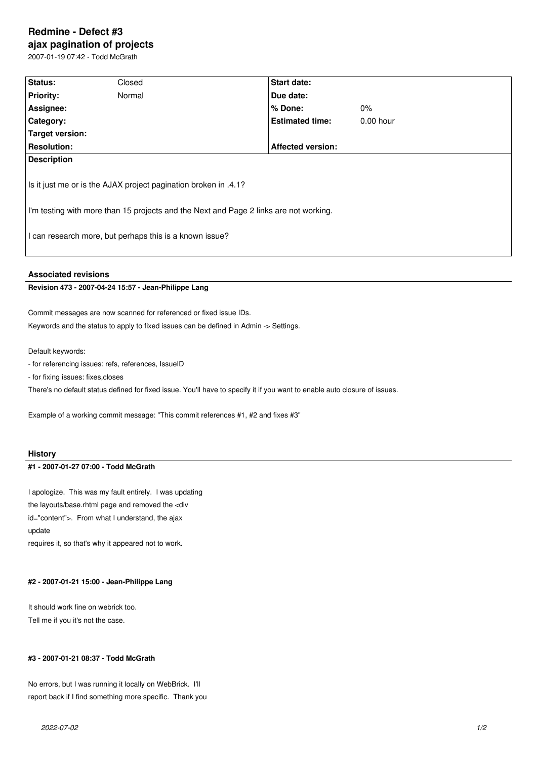# Redmine - Defect #3

## ajax pagination of projects

2007-01-19 07:42 - Todd McGrath

| **Status:** | Closed | **Start date:** | |
|---|---|---|---|
| **Priority:** | Normal | **Due date:** | |
| **Assignee:** | | **% Done:** | 0% |
| **Category:** | | **Estimated time:** | 0.00 hour |
| **Target version:** | | | |
| **Resolution:** | | **Affected version:** | |

**Description**

Is it just me or is the AJAX project pagination broken in .4.1?

I'm testing with more than 15 projects and the Next and Page 2 links are not working.

I can research more, but perhaps this is a known issue?

### Associated revisions

**Revision 473 - 2007-04-24 15:57 - Jean-Philippe Lang**

Commit messages are now scanned for referenced or fixed issue IDs.
Keywords and the status to apply to fixed issues can be defined in Admin -> Settings.

Default keywords:
- for referencing issues: refs, references, IssueID
- for fixing issues: fixes,closes

There's no default status defined for fixed issue. You'll have to specify it if you want to enable auto closure of issues.

Example of a working commit message: "This commit references #1, #2 and fixes #3"

### History

**#1 - 2007-01-27 07:00 - Todd McGrath**

I apologize. This was my fault entirely. I was updating
the layouts/base.rhtml page and removed the <div
id="content">. From what I understand, the ajax
update
requires it, so that's why it appeared not to work.

**#2 - 2007-01-21 15:00 - Jean-Philippe Lang**

It should work fine on webrick too.
Tell me if you it's not the case.

**#3 - 2007-01-21 08:37 - Todd McGrath**

No errors, but I was running it locally on WebBrick. I'll
report back if I find something more specific. Thank you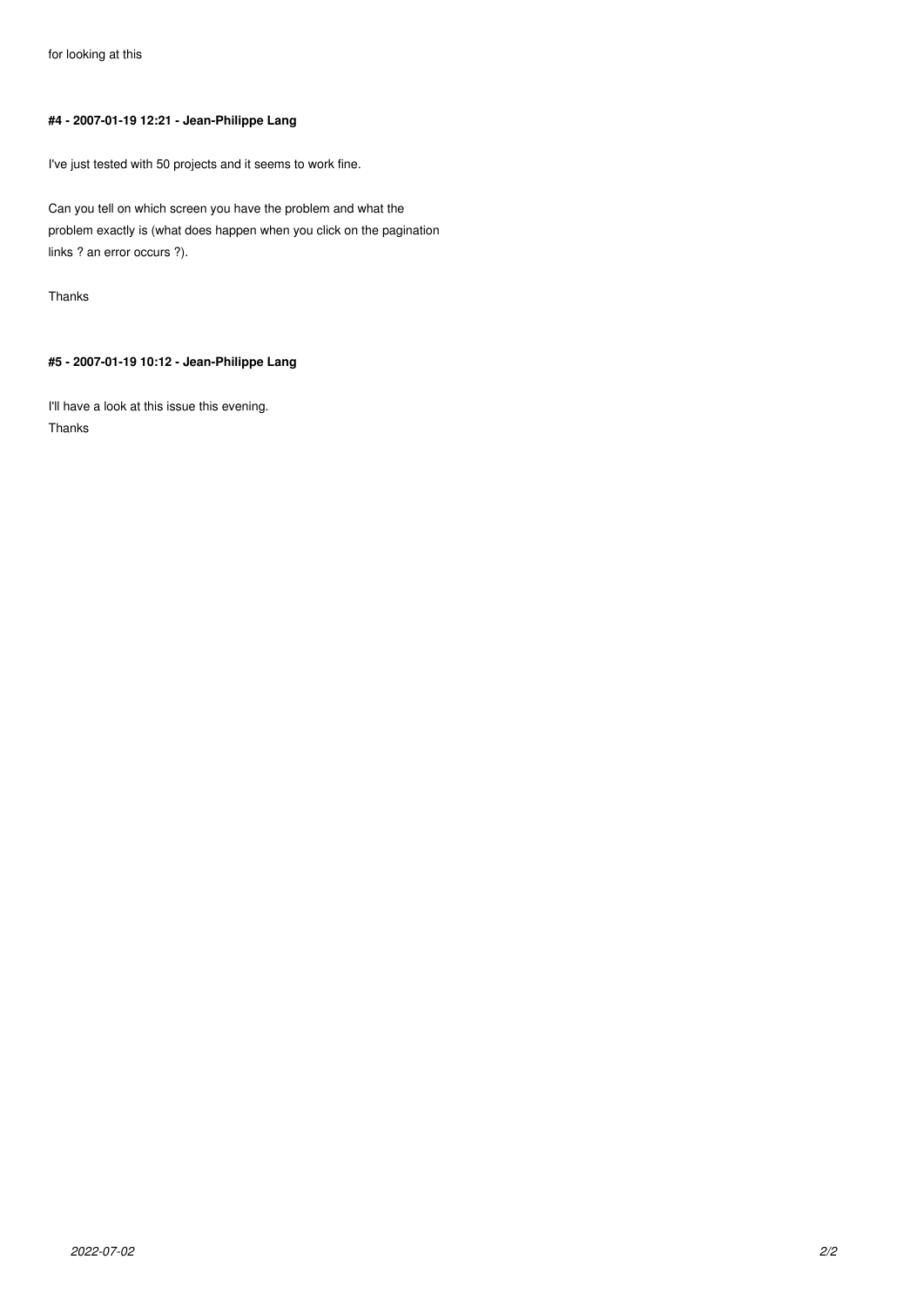for looking at this

#### #4 - 2007-01-19 12:21 - Jean-Philippe Lang

I've just tested with 50 projects and it seems to work fine.

Can you tell on which screen you have the problem and what the problem exactly is (what does happen when you click on the pagination links ? an error occurs ?).

Thanks

#### #5 - 2007-01-19 10:12 - Jean-Philippe Lang

I'll have a look at this issue this evening.
Thanks